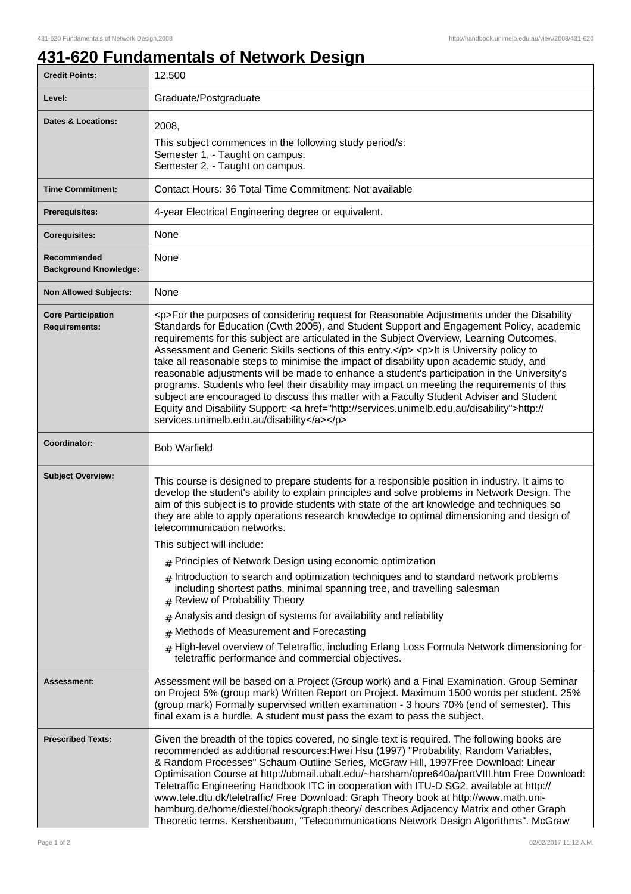# 431-620 Fundamentals of Network Design

| | |
|---|---|
| **Credit Points:** | 12.500 |
| **Level:** | Graduate/Postgraduate |
| **Dates & Locations:** | 2008,<br>This subject commences in the following study period/s:<br>Semester 1, - Taught on campus.<br>Semester 2, - Taught on campus. |
| **Time Commitment:** | Contact Hours: 36 Total Time Commitment: Not available |
| **Prerequisites:** | 4-year Electrical Engineering degree or equivalent. |
| **Corequisites:** | None |
| **Recommended Background Knowledge:** | None |
| **Non Allowed Subjects:** | None |
| **Core Participation Requirements:** | <p>For the purposes of considering request for Reasonable Adjustments under the Disability Standards for Education (Cwth 2005), and Student Support and Engagement Policy, academic requirements for this subject are articulated in the Subject Overview, Learning Outcomes, Assessment and Generic Skills sections of this entry.</p> <p>It is University policy to take all reasonable steps to minimise the impact of disability upon academic study, and reasonable adjustments will be made to enhance a student's participation in the University's programs. Students who feel their disability may impact on meeting the requirements of this subject are encouraged to discuss this matter with a Faculty Student Adviser and Student Equity and Disability Support: <a href="http://services.unimelb.edu.au/disability">http://services.unimelb.edu.au/disability</a></p> |
| **Coordinator:** | Bob Warfield |
| **Subject Overview:** | This course is designed to prepare students for a responsible position in industry. It aims to develop the student's ability to explain principles and solve problems in Network Design. The aim of this subject is to provide students with state of the art knowledge and techniques so they are able to apply operations research knowledge to optimal dimensioning and design of telecommunication networks.<br>This subject will include:<br># Principles of Network Design using economic optimization<br># Introduction to search and optimization techniques and to standard network problems including shortest paths, minimal spanning tree, and travelling salesman<br># Review of Probability Theory<br># Analysis and design of systems for availability and reliability<br># Methods of Measurement and Forecasting<br># High-level overview of Teletraffic, including Erlang Loss Formula Network dimensioning for teletraffic performance and commercial objectives. |
| **Assessment:** | Assessment will be based on a Project (Group work) and a Final Examination. Group Seminar on Project 5% (group mark) Written Report on Project. Maximum 1500 words per student. 25% (group mark) Formally supervised written examination - 3 hours 70% (end of semester). This final exam is a hurdle. A student must pass the exam to pass the subject. |
| **Prescribed Texts:** | Given the breadth of the topics covered, no single text is required. The following books are recommended as additional resources:Hwei Hsu (1997) "Probability, Random Variables, & Random Processes" Schaum Outline Series, McGraw Hill, 1997Free Download: Linear Optimisation Course at http://ubmail.ubalt.edu/~harsham/opre640a/partVIII.htm Free Download: Teletraffic Engineering Handbook ITC in cooperation with ITU-D SG2, available at http://www.tele.dtu.dk/teletraffic/ Free Download: Graph Theory book at http://www.math.uni-hamburg.de/home/diestel/books/graph.theory/ describes Adjacency Matrix and other Graph Theoretic terms. Kershenbaum, "Telecommunications Network Design Algorithms". McGraw |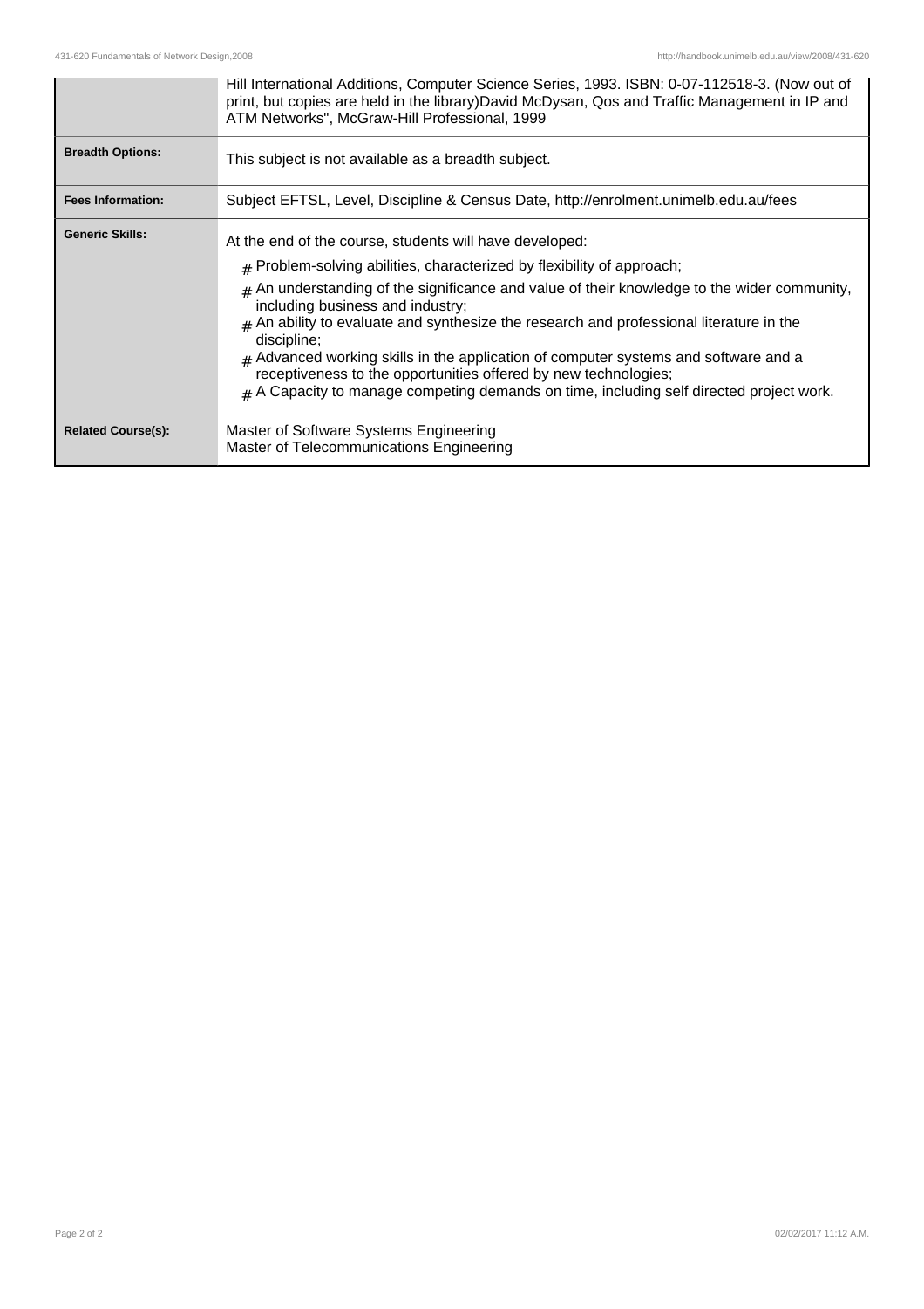| | |
|---|---|
| | Hill International Additions, Computer Science Series, 1993. ISBN: 0-07-112518-3. (Now out of print, but copies are held in the library)David McDysan, Qos and Traffic Management in IP and ATM Networks", McGraw-Hill Professional, 1999 |
| **Breadth Options:** | This subject is not available as a breadth subject. |
| **Fees Information:** | Subject EFTSL, Level, Discipline & Census Date, http://enrolment.unimelb.edu.au/fees |
| **Generic Skills:** | At the end of the course, students will have developed:<br># Problem-solving abilities, characterized by flexibility of approach;<br># An understanding of the significance and value of their knowledge to the wider community, including business and industry;<br># An ability to evaluate and synthesize the research and professional literature in the discipline;<br># Advanced working skills in the application of computer systems and software and a receptiveness to the opportunities offered by new technologies;<br># A Capacity to manage competing demands on time, including self directed project work. |
| **Related Course(s):** | Master of Software Systems Engineering<br>Master of Telecommunications Engineering |